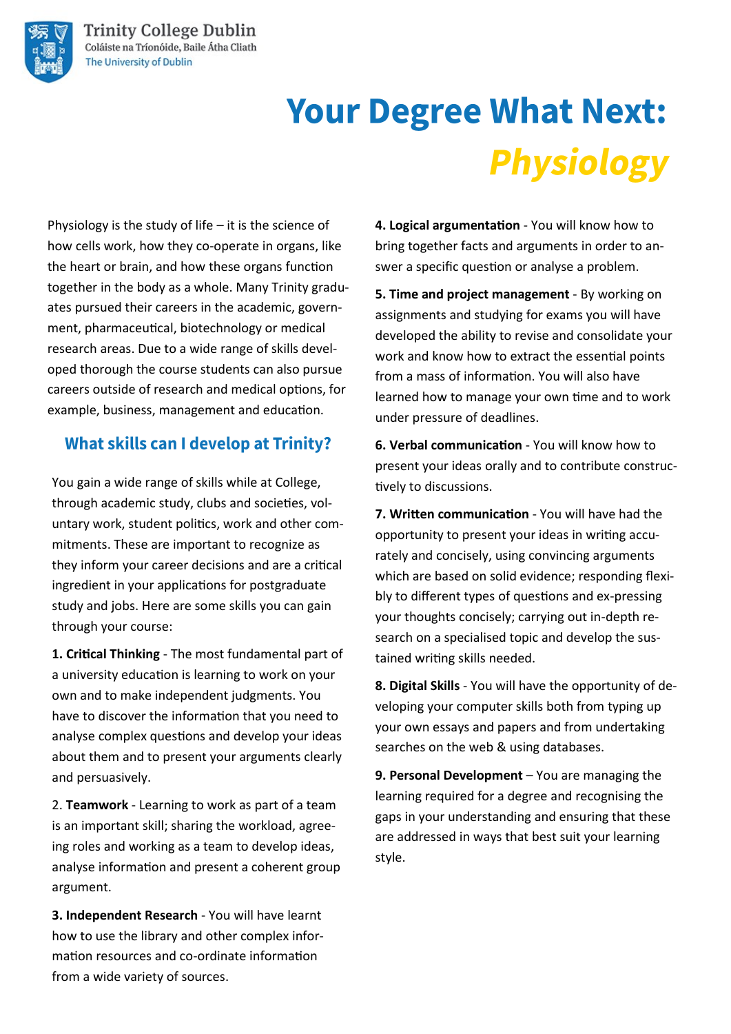Trinity College Dublin
Coláiste na Tríonóide, Baile Átha Cliath
The University of Dublin

# Your Degree What Next: *Physiology*

Physiology is the study of life – it is the science of how cells work, how they co-operate in organs, like the heart or brain, and how these organs function together in the body as a whole. Many Trinity graduates pursued their careers in the academic, government, pharmaceutical, biotechnology or medical research areas. Due to a wide range of skills developed thorough the course students can also pursue careers outside of research and medical options, for example, business, management and education.

## What skills can I develop at Trinity?

You gain a wide range of skills while at College, through academic study, clubs and societies, voluntary work, student politics, work and other commitments. These are important to recognize as they inform your career decisions and are a critical ingredient in your applications for postgraduate study and jobs. Here are some skills you can gain through your course:

**1. Critical Thinking** - The most fundamental part of a university education is learning to work on your own and to make independent judgments. You have to discover the information that you need to analyse complex questions and develop your ideas about them and to present your arguments clearly and persuasively.

2. **Teamwork** - Learning to work as part of a team is an important skill; sharing the workload, agreeing roles and working as a team to develop ideas, analyse information and present a coherent group argument.

**3. Independent Research** - You will have learnt how to use the library and other complex information resources and co-ordinate information from a wide variety of sources.

**4. Logical argumentation** - You will know how to bring together facts and arguments in order to answer a specific question or analyse a problem.

**5. Time and project management** - By working on assignments and studying for exams you will have developed the ability to revise and consolidate your work and know how to extract the essential points from a mass of information. You will also have learned how to manage your own time and to work under pressure of deadlines.

**6. Verbal communication** - You will know how to present your ideas orally and to contribute constructively to discussions.

**7. Written communication** - You will have had the opportunity to present your ideas in writing accurately and concisely, using convincing arguments which are based on solid evidence; responding flexibly to different types of questions and ex-pressing your thoughts concisely; carrying out in-depth research on a specialised topic and develop the sustained writing skills needed.

**8. Digital Skills** - You will have the opportunity of developing your computer skills both from typing up your own essays and papers and from undertaking searches on the web & using databases.

**9. Personal Development** – You are managing the learning required for a degree and recognising the gaps in your understanding and ensuring that these are addressed in ways that best suit your learning style.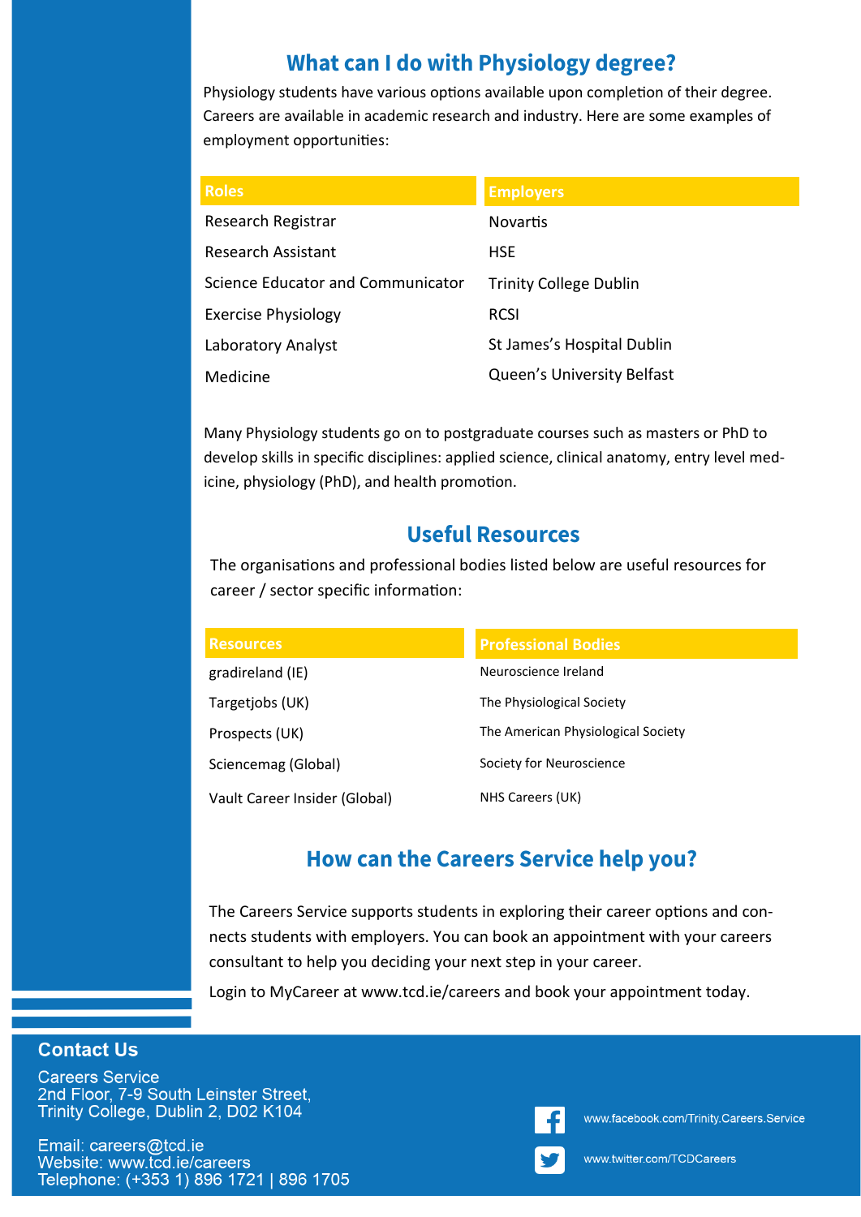## What can I do with Physiology degree?

Physiology students have various options available upon completion of their degree. Careers are available in academic research and industry. Here are some examples of employment opportunities:

| Roles | Employers |
|---|---|
| Research Registrar | Novartis |
| Research Assistant | HSE |
| Science Educator and Communicator | Trinity College Dublin |
| Exercise Physiology | RCSI |
| Laboratory Analyst | St James's Hospital Dublin |
| Medicine | Queen's University Belfast |

Many Physiology students go on to postgraduate courses such as masters or PhD to develop skills in specific disciplines: applied science, clinical anatomy, entry level medicine, physiology (PhD), and health promotion.

## Useful Resources

The organisations and professional bodies listed below are useful resources for career / sector specific information:

| Resources | Professional Bodies |
|---|---|
| gradireland (IE) | Neuroscience Ireland |
| Targetjobs (UK) | The Physiological Society |
| Prospects (UK) | The American Physiological Society |
| Sciencemag (Global) | Society for Neuroscience |
| Vault Career Insider (Global) | NHS Careers (UK) |

## How can the Careers Service help you?

The Careers Service supports students in exploring their career options and connects students with employers. You can book an appointment with your careers consultant to help you deciding your next step in your career.

Login to MyCareer at www.tcd.ie/careers and book your appointment today.

### Contact Us

Careers Service
2nd Floor, 7-9 South Leinster Street,
Trinity College, Dublin 2, D02 K104

Email: careers@tcd.ie
Website: www.tcd.ie/careers
Telephone: (+353 1) 896 1721 | 896 1705

www.facebook.com/Trinity.Careers.Service

www.twitter.com/TCDCareers